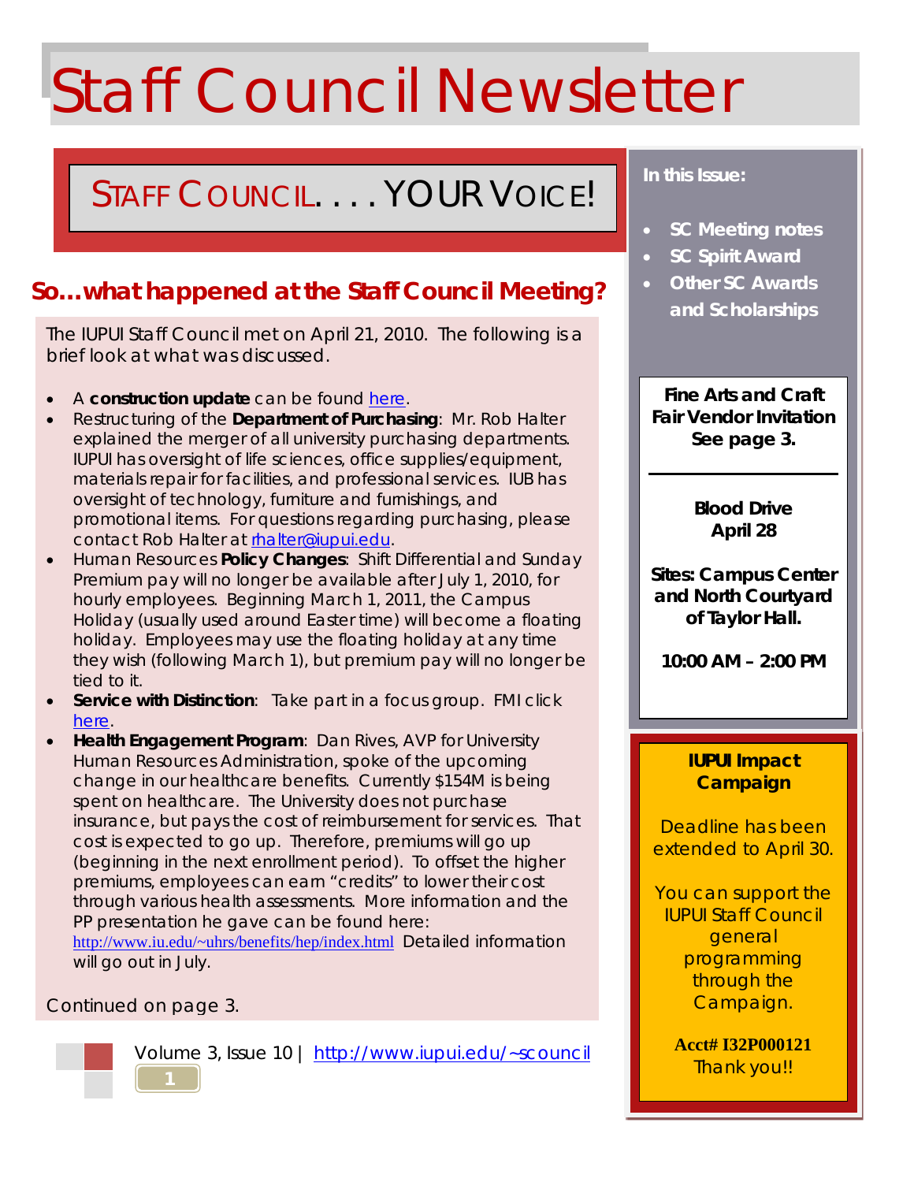# Staff Council Newsletter

## STAFF COUNCIL. . . . YOUR VOICE!

## So…what happened at the Staff Council Meeting?

The IUPUI Staff Council met on April 21, 2010. The following is a brief look at what was discussed.

- A **construction update** can be found here.
- Restructuring of the **Department of Purchasing**: Mr. Rob Halter explained the merger of all university purchasing departments. IUPUI has oversight of life sciences, office supplies/equipment, materials repair for facilities, and professional services. IUB has oversight of technology, furniture and furnishings, and promotional items. For questions regarding purchasing, please contact Rob Halter at rhalter@iupui.edu.
- Human Resources **Policy Changes**: Shift Differential and Sunday Premium pay will no longer be available after July 1, 2010, for hourly employees. Beginning March 1, 2011, the Campus Holiday (usually used around Easter time) will become a floating holiday. Employees may use the floating holiday at any time they wish (following March 1), but premium pay will no longer be tied to it.
- **Service with Distinction**: Take part in a focus group. FMI click here.
- **Health Engagement Program**: Dan Rives, AVP for University Human Resources Administration, spoke of the upcoming change in our healthcare benefits. Currently $154M is being spent on healthcare. The University does not purchase insurance, but pays the cost of reimbursement for services. That cost is expected to go up. Therefore, premiums will go up (beginning in the next enrollment period). To offset the higher premiums, employees can earn "credits" to lower their cost through various health assessments. More information and the PP presentation he gave can be found here: http://www.iu.edu/~uhrs/benefits/hep/index.html Detailed information will go out in July.

Continued on page 3.

Volume 3, Issue 10 | http://www.iupui.edu/~scouncil

**In this Issue:**

- **SC Meeting notes**
- **SC Spirit Award**
- **Other SC Awards and Scholarships**

**Fine Arts and Craft Fair Vendor Invitation See page 3.**

**Blood Drive April 28**

**Sites: Campus Center and North Courtyard of Taylor Hall.**

**10:00 AM – 2:00 PM**

**IUPUI Impact Campaign**

Deadline has been extended to April 30.

You can support the IUPUI Staff Council general programming through the Campaign.

**Acct# I32P000121**

Thank you!!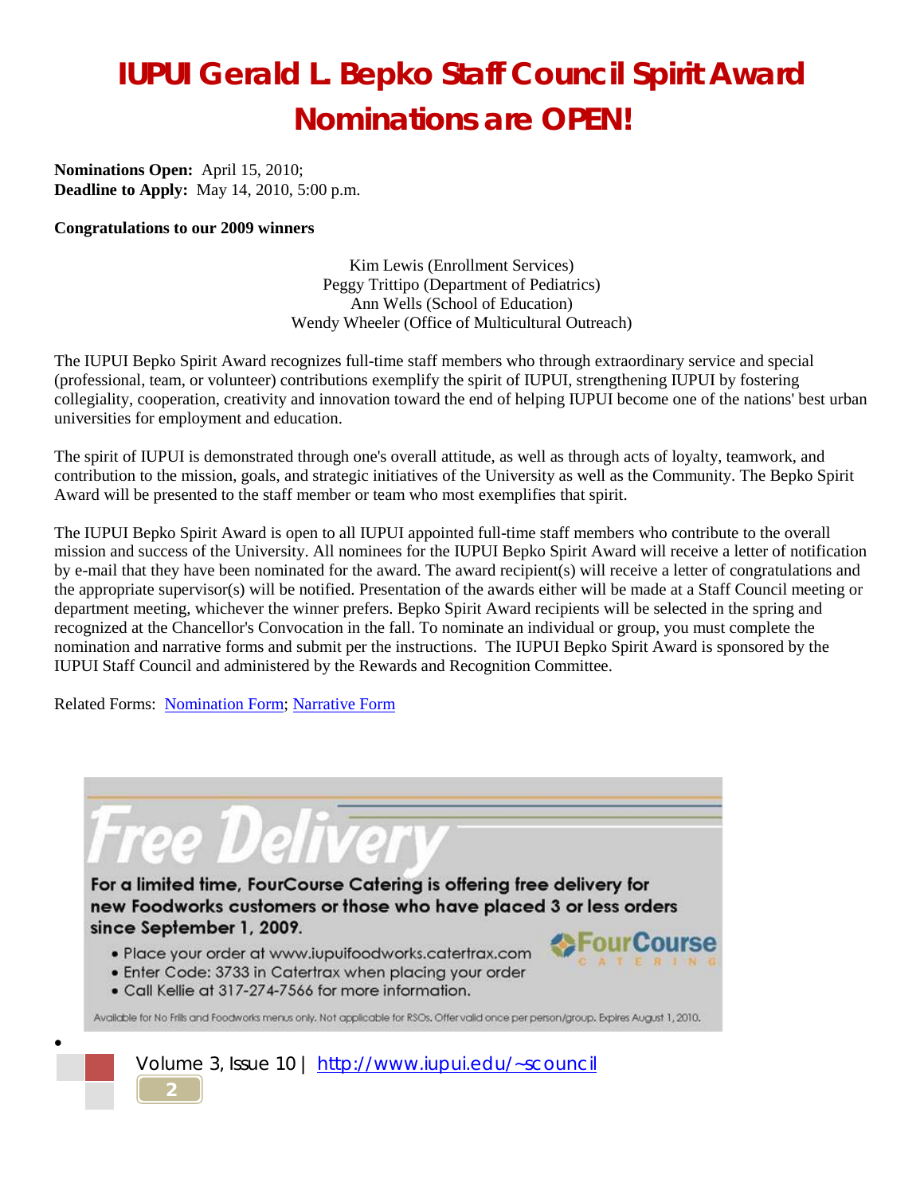# IUPUI Gerald L. Bepko Staff Council Spirit Award Nominations are OPEN!

**Nominations Open:** April 15, 2010;
**Deadline to Apply:** May 14, 2010, 5:00 p.m.

**Congratulations to our 2009 winners**

Kim Lewis (Enrollment Services)
Peggy Trittipo (Department of Pediatrics)
Ann Wells (School of Education)
Wendy Wheeler (Office of Multicultural Outreach)

The IUPUI Bepko Spirit Award recognizes full-time staff members who through extraordinary service and special (professional, team, or volunteer) contributions exemplify the spirit of IUPUI, strengthening IUPUI by fostering collegiality, cooperation, creativity and innovation toward the end of helping IUPUI become one of the nations' best urban universities for employment and education.

The spirit of IUPUI is demonstrated through one's overall attitude, as well as through acts of loyalty, teamwork, and contribution to the mission, goals, and strategic initiatives of the University as well as the Community. The Bepko Spirit Award will be presented to the staff member or team who most exemplifies that spirit.

The IUPUI Bepko Spirit Award is open to all IUPUI appointed full-time staff members who contribute to the overall mission and success of the University. All nominees for the IUPUI Bepko Spirit Award will receive a letter of notification by e-mail that they have been nominated for the award. The award recipient(s) will receive a letter of congratulations and the appropriate supervisor(s) will be notified. Presentation of the awards either will be made at a Staff Council meeting or department meeting, whichever the winner prefers. Bepko Spirit Award recipients will be selected in the spring and recognized at the Chancellor's Convocation in the fall. To nominate an individual or group, you must complete the nomination and narrative forms and submit per the instructions. The IUPUI Bepko Spirit Award is sponsored by the IUPUI Staff Council and administered by the Rewards and Recognition Committee.

Related Forms: Nomination Form; Narrative Form

## Free Delivery

**For a limited time, FourCourse Catering is offering free delivery for new Foodworks customers or those who have placed 3 or less orders since September 1, 2009.**

- Place your order at www.iupuifoodworks.catertrax.com
- Enter Code: 3733 in Catertrax when placing your order
- Call Kellie at 317-274-7566 for more information.

FourCourse CATERING

Available for No Frills and Foodworks menus only. Not applicable for RSOs. Offer valid once per person/group. Expires August 1, 2010.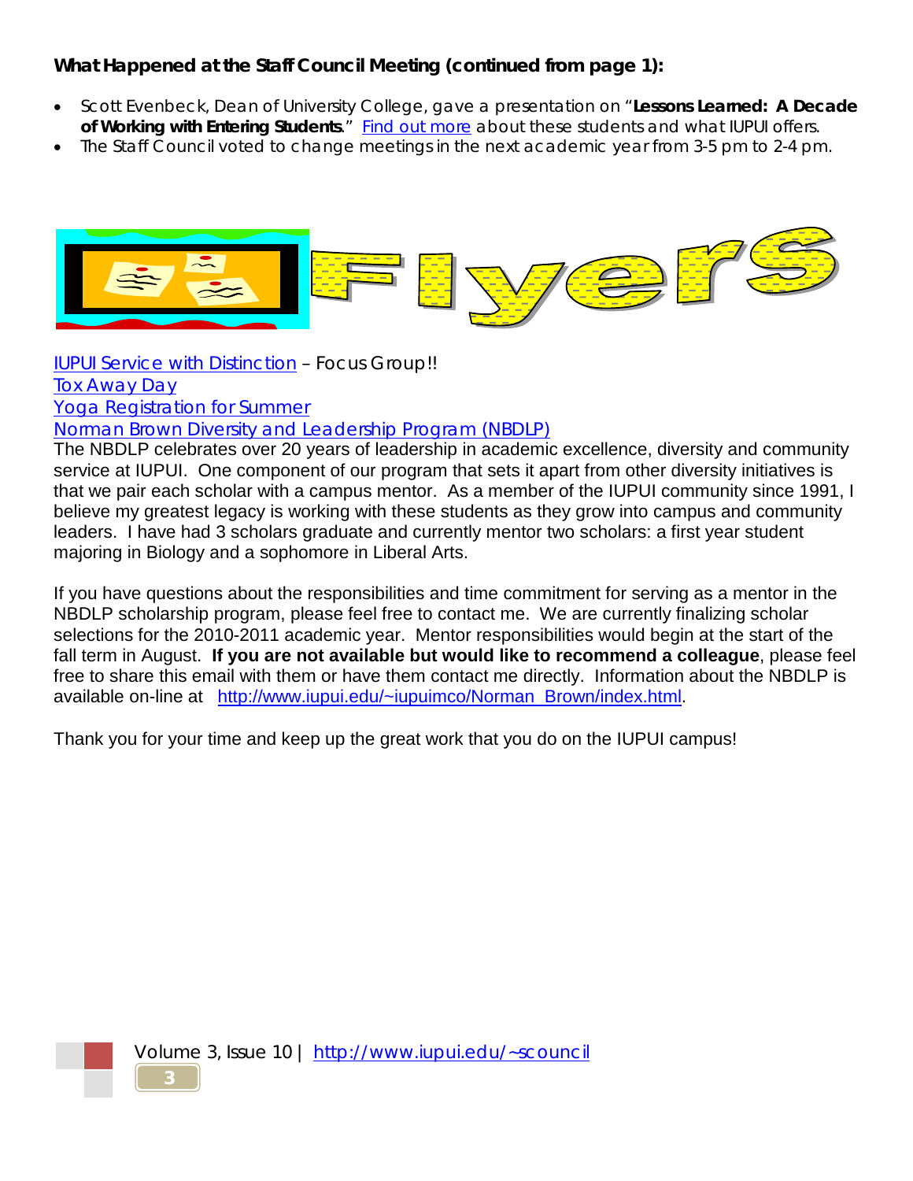**What Happened at the Staff Council Meeting (continued from page 1):**

- Scott Evenbeck, Dean of University College, gave a presentation on "**Lessons Learned: A Decade of Working with Entering Students**." Find out more about these students and what IUPUI offers.
- The Staff Council voted to change meetings in the next academic year from 3-5 pm to 2-4 pm.

# Flyers

IUPUI Service with Distinction – Focus Group!!

Tox Away Day

Yoga Registration for Summer

Norman Brown Diversity and Leadership Program (NBDLP)

The NBDLP celebrates over 20 years of leadership in academic excellence, diversity and community service at IUPUI. One component of our program that sets it apart from other diversity initiatives is that we pair each scholar with a campus mentor. As a member of the IUPUI community since 1991, I believe my greatest legacy is working with these students as they grow into campus and community leaders. I have had 3 scholars graduate and currently mentor two scholars: a first year student majoring in Biology and a sophomore in Liberal Arts.

If you have questions about the responsibilities and time commitment for serving as a mentor in the NBDLP scholarship program, please feel free to contact me. We are currently finalizing scholar selections for the 2010-2011 academic year. Mentor responsibilities would begin at the start of the fall term in August. **If you are not available but would like to recommend a colleague**, please feel free to share this email with them or have them contact me directly. Information about the NBDLP is available on-line at http://www.iupui.edu/~iupuimco/Norman_Brown/index.html.

Thank you for your time and keep up the great work that you do on the IUPUI campus!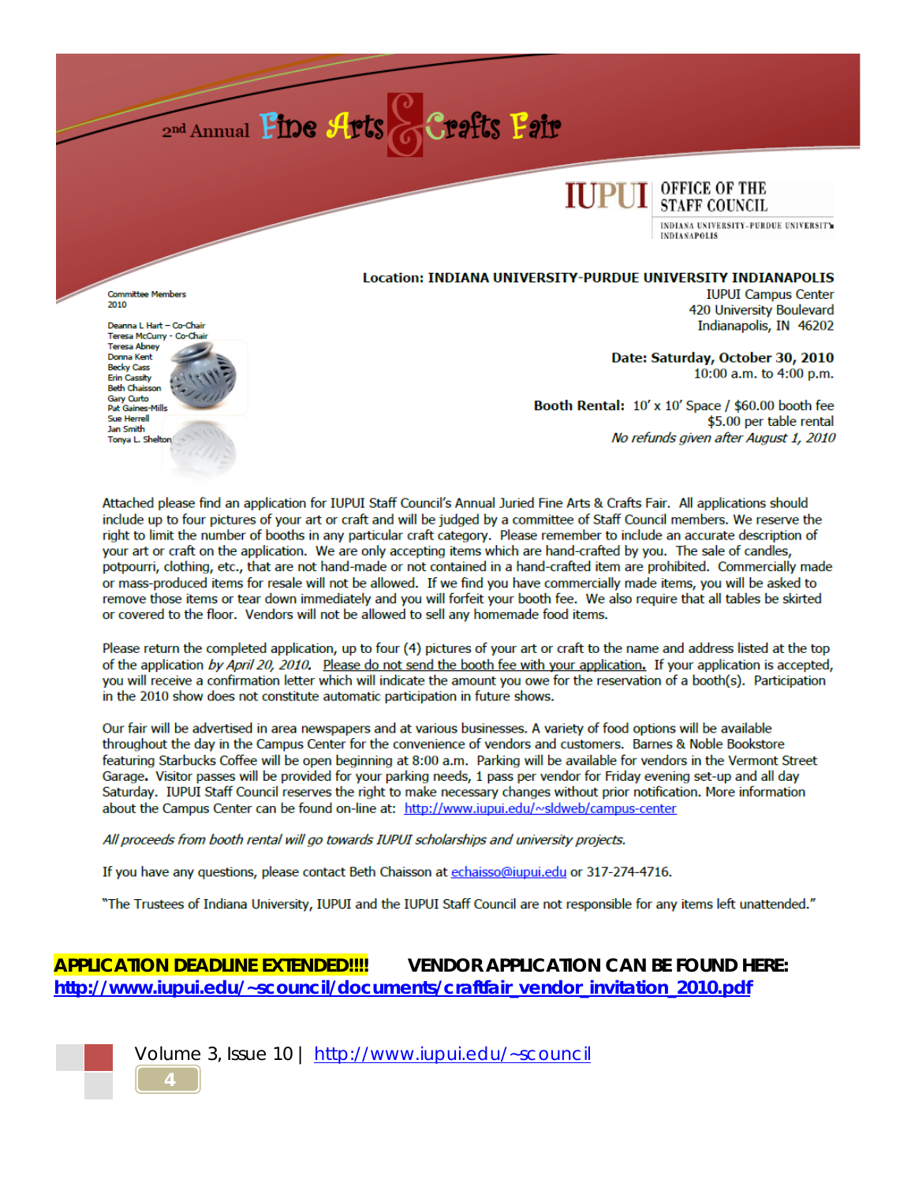# 2nd Annual Fine Arts & Crafts Fair

IUPUI OFFICE OF THE STAFF COUNCIL
INDIANA UNIVERSITY-PURDUE UNIVERSITY INDIANAPOLIS

Committee Members 2010

Deanna L Hart – Co-Chair
Teresa McCurry - Co-Chair
Teresa Abney
Donna Kent
Becky Cass
Erin Cassity
Beth Chaisson
Gary Curto
Pat Gaines-Mills
Sue Herrell
Jan Smith
Tonya L. Shelton

**Location: INDIANA UNIVERSITY-PURDUE UNIVERSITY INDIANAPOLIS**
IUPUI Campus Center
420 University Boulevard
Indianapolis, IN 46202

**Date: Saturday, October 30, 2010**
10:00 a.m. to 4:00 p.m.

**Booth Rental:** 10' x 10' Space / $60.00 booth fee
$5.00 per table rental
*No refunds given after August 1, 2010*

Attached please find an application for IUPUI Staff Council's Annual Juried Fine Arts & Crafts Fair. All applications should include up to four pictures of your art or craft and will be judged by a committee of Staff Council members. We reserve the right to limit the number of booths in any particular craft category. Please remember to include an accurate description of your art or craft on the application. We are only accepting items which are hand-crafted by you. The sale of candles, potpourri, clothing, etc., that are not hand-made or not contained in a hand-crafted item are prohibited. Commercially made or mass-produced items for resale will not be allowed. If we find you have commercially made items, you will be asked to remove those items or tear down immediately and you will forfeit your booth fee. We also require that all tables be skirted or covered to the floor. Vendors will not be allowed to sell any homemade food items.

Please return the completed application, up to four (4) pictures of your art or craft to the name and address listed at the top of the application *by April 20, 2010*. Please do not send the booth fee with your application. If your application is accepted, you will receive a confirmation letter which will indicate the amount you owe for the reservation of a booth(s). Participation in the 2010 show does not constitute automatic participation in future shows.

Our fair will be advertised in area newspapers and at various businesses. A variety of food options will be available throughout the day in the Campus Center for the convenience of vendors and customers. Barnes & Noble Bookstore featuring Starbucks Coffee will be open beginning at 8:00 a.m. Parking will be available for vendors in the Vermont Street Garage**.** Visitor passes will be provided for your parking needs, 1 pass per vendor for Friday evening set-up and all day Saturday. IUPUI Staff Council reserves the right to make necessary changes without prior notification. More information about the Campus Center can be found on-line at: http://www.iupui.edu/~sldweb/campus-center

*All proceeds from booth rental will go towards IUPUI scholarships and university projects.*

If you have any questions, please contact Beth Chaisson at echaisso@iupui.edu or 317-274-4716.

"The Trustees of Indiana University, IUPUI and the IUPUI Staff Council are not responsible for any items left unattended."

**APPLICATION DEADLINE EXTENDED!!!!** **VENDOR APPLICATION CAN BE FOUND HERE: http://www.iupui.edu/~scouncil/documents/craftfair_vendor_invitation_2010.pdf**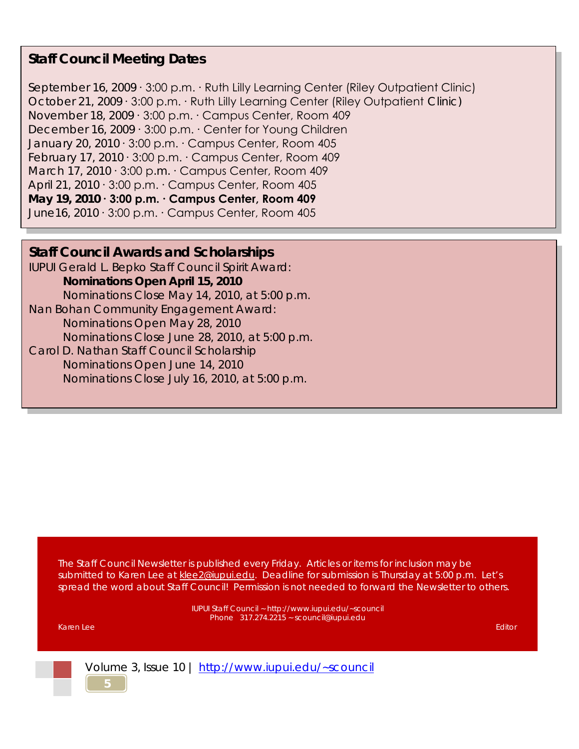## Staff Council Meeting Dates

September 16, 2009 · 3:00 p.m. · Ruth Lilly Learning Center (Riley Outpatient Clinic)
October 21, 2009 · 3:00 p.m. · Ruth Lilly Learning Center (Riley Outpatient Clinic)
November 18, 2009 · 3:00 p.m. · Campus Center, Room 409
December 16, 2009 · 3:00 p.m. · Center for Young Children
January 20, 2010 · 3:00 p.m. · Campus Center, Room 405
February 17, 2010 · 3:00 p.m. · Campus Center, Room 409
March 17, 2010 · 3:00 p.m. · Campus Center, Room 409
April 21, 2010 · 3:00 p.m. · Campus Center, Room 405
**May 19, 2010 · 3:00 p.m. · Campus Center, Room 409**
June 16, 2010 · 3:00 p.m. · Campus Center, Room 405

## Staff Council Awards and Scholarships

IUPUI Gerald L. Bepko Staff Council Spirit Award:
- **Nominations Open April 15, 2010**
- Nominations Close May 14, 2010, at 5:00 p.m.

Nan Bohan Community Engagement Award:
- Nominations Open May 28, 2010
- Nominations Close June 28, 2010, at 5:00 p.m.

Carol D. Nathan Staff Council Scholarship
- Nominations Open June 14, 2010
- Nominations Close July 16, 2010, at 5:00 p.m.

The Staff Council Newsletter is published every Friday. Articles or items for inclusion may be submitted to Karen Lee at klee2@iupui.edu. Deadline for submission is Thursday at 5:00 p.m. Let's spread the word about Staff Council! Permission is not needed to forward the Newsletter to others.

IUPUI Staff Council ~ http://www.iupui.edu/~scouncil
Phone 317.274.2215 ~ scouncil@iupui.edu

Karen Lee — Editor